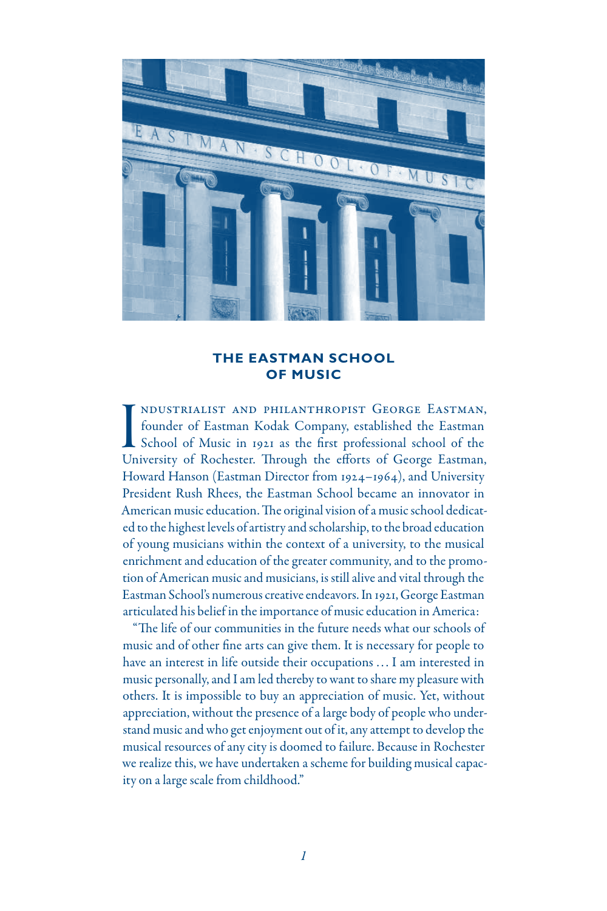## THE EASTMAN SCHOOL OF MUSIC

Industrialist and philanthropist George Eastman, founder of Eastman Kodak Company, established the Eastman School of Music in 1921 as the first professional school of the University of Rochester. Through the efforts of George Eastman, Howard Hanson (Eastman Director from 1924–1964), and University President Rush Rhees, the Eastman School became an innovator in American music education. The original vision of a music school dedicated to the highest levels of artistry and scholarship, to the broad education of young musicians within the context of a university, to the musical enrichment and education of the greater community, and to the promotion of American music and musicians, is still alive and vital through the Eastman School's numerous creative endeavors. In 1921, George Eastman articulated his belief in the importance of music education in America:

"The life of our communities in the future needs what our schools of music and of other fine arts can give them. It is necessary for people to have an interest in life outside their occupations … I am interested in music personally, and I am led thereby to want to share my pleasure with others. It is impossible to buy an appreciation of music. Yet, without appreciation, without the presence of a large body of people who understand music and who get enjoyment out of it, any attempt to develop the musical resources of any city is doomed to failure. Because in Rochester we realize this, we have undertaken a scheme for building musical capacity on a large scale from childhood."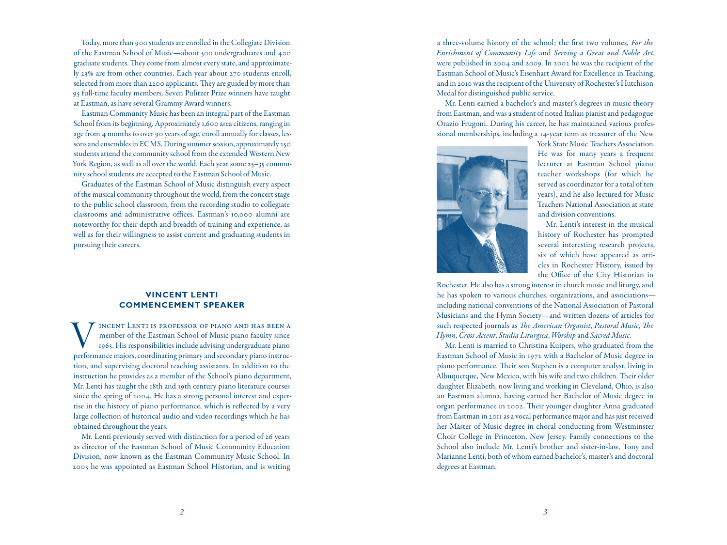Today, more than 900 students are enrolled in the Collegiate Division of the Eastman School of Music—about 500 undergraduates and 400 graduate students. They come from almost every state, and approximately 23% are from other countries. Each year about 270 students enroll, selected from more than 2200 applicants. They are guided by more than 95 full-time faculty members. Seven Pulitzer Prize winners have taught at Eastman, as have several Grammy Award winners.

Eastman Community Music has been an integral part of the Eastman School from its beginning. Approximately 1,600 area citizens, ranging in age from 4 months to over 90 years of age, enroll annually for classes, lessons and ensembles in ECMS. During summer session, approximately 250 students attend the community school from the extended Western New York Region, as well as all over the world. Each year some 25–35 community school students are accepted to the Eastman School of Music.

Graduates of the Eastman School of Music distinguish every aspect of the musical community throughout the world, from the concert stage to the public school classroom, from the recording studio to collegiate classrooms and administrative offices. Eastman's 10,000 alumni are noteworthy for their depth and breadth of training and experience, as well as for their willingness to assist current and graduating students in pursuing their careers.

## VINCENT LENTI
## COMMENCEMENT SPEAKER

Vincent Lenti is professor of piano and has been a member of the Eastman School of Music piano faculty since 1963. His responsibilities include advising undergraduate piano performance majors, coordinating primary and secondary piano instruction, and supervising doctoral teaching assistants. In addition to the instruction he provides as a member of the School's piano department, Mr. Lenti has taught the 18th and 19th century piano literature courses since the spring of 2004. He has a strong personal interest and expertise in the history of piano performance, which is reflected by a very large collection of historical audio and video recordings which he has obtained throughout the years.

Mr. Lenti previously served with distinction for a period of 26 years as director of the Eastman School of Music Community Education Division, now known as the Eastman Community Music School. In 2003 he was appointed as Eastman School Historian, and is writing a three-volume history of the school; the first two volumes, *For the Enrichment of Community Life* and *Serving a Great and Noble Art*, were published in 2004 and 2009. In 2002 he was the recipient of the Eastman School of Music's Eisenhart Award for Excellence in Teaching, and in 2010 was the recipient of the University of Rochester's Hutchison Medal for distinguished public service.

Mr. Lenti earned a bachelor's and master's degrees in music theory from Eastman, and was a student of noted Italian pianist and pedagogue Orazio Frugoni. During his career, he has maintained various professional memberships, including a 14-year term as treasurer of the New York State Music Teachers Association. He was for many years a frequent lecturer at Eastman School piano teacher workshops (for which he served as coordinator for a total of ten years), and he also lectured for Music Teachers National Association at state and division conventions.

Mr. Lenti's interest in the musical history of Rochester has prompted several interesting research projects, six of which have appeared as articles in Rochester History, issued by the Office of the City Historian in Rochester. He also has a strong interest in church music and liturgy, and he has spoken to various churches, organizations, and associations—including national conventions of the National Association of Pastoral Musicians and the Hymn Society—and written dozens of articles for such respected journals as *The American Organist*, *Pastoral Music*, *The Hymn*, *Cross Accent*, *Studia Liturgica*, *Worship* and *Sacred Music*.

Mr. Lenti is married to Christina Kuipers, who graduated from the Eastman School of Music in 1972 with a Bachelor of Music degree in piano performance. Their son Stephen is a computer analyst, living in Albuquerque, New Mexico, with his wife and two children. Their older daughter Elizabeth, now living and working in Cleveland, Ohio, is also an Eastman alumna, having earned her Bachelor of Music degree in organ performance in 2002. Their younger daughter Anna graduated from Eastman in 2011 as a vocal performance major and has just received her Master of Music degree in choral conducting from Westminster Choir College in Princeton, New Jersey. Family connections to the School also include Mr. Lenti's brother and sister-in-law, Tony and Marianne Lenti, both of whom earned bachelor's, master's and doctoral degrees at Eastman.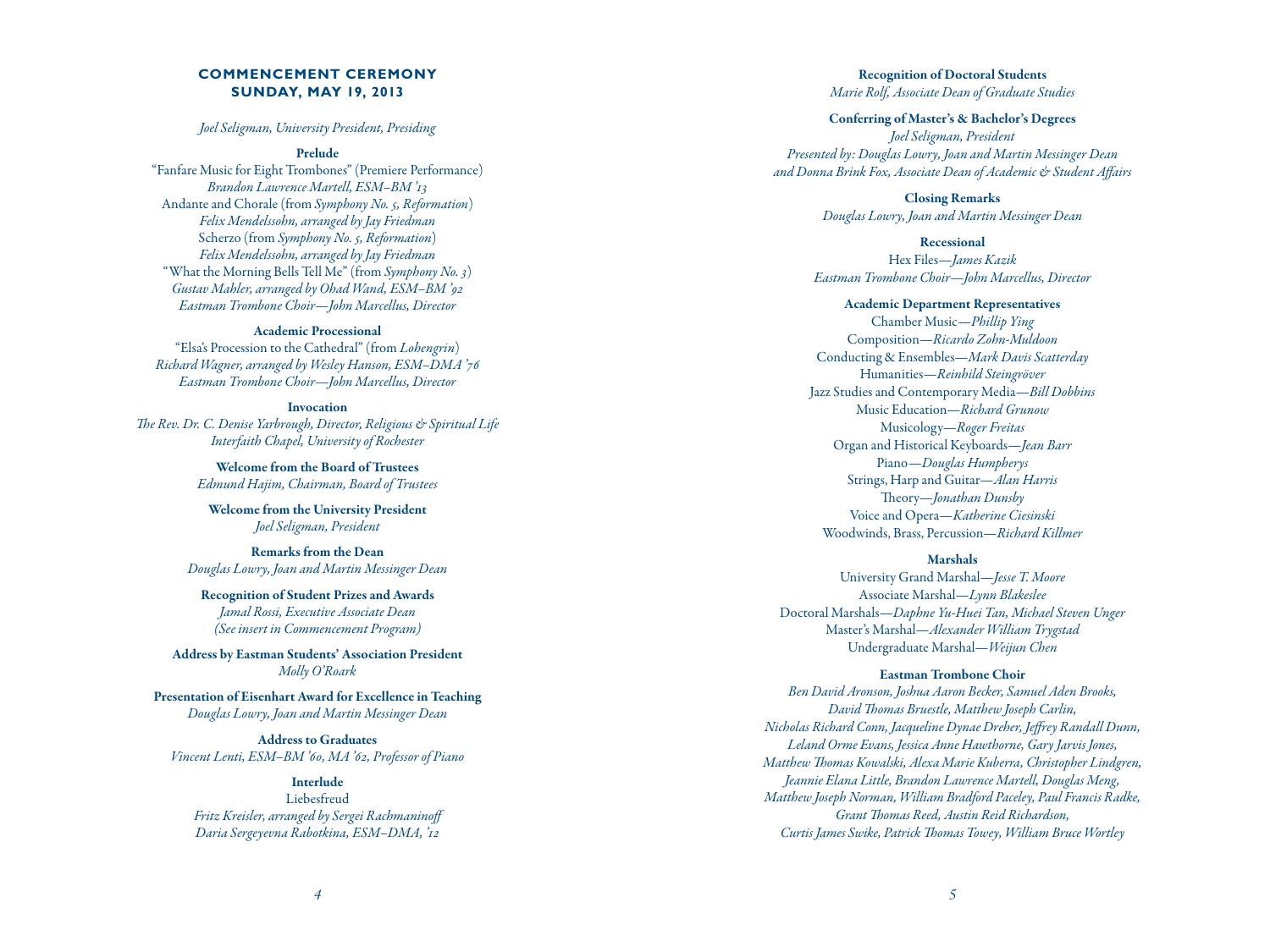## COMMENCEMENT CEREMONY
## SUNDAY, MAY 19, 2013

*Joel Seligman, University President, Presiding*

**Prelude**

"Fanfare Music for Eight Trombones" (Premiere Performance)
*Brandon Lawrence Martell, ESM–BM '13*
Andante and Chorale (from *Symphony No. 5, Reformation*)
*Felix Mendelssohn, arranged by Jay Friedman*
Scherzo (from *Symphony No. 5, Reformation*)
*Felix Mendelssohn, arranged by Jay Friedman*
"What the Morning Bells Tell Me" (from *Symphony No. 3*)
*Gustav Mahler, arranged by Ohad Wand, ESM–BM '92*
*Eastman Trombone Choir—John Marcellus, Director*

**Academic Processional**

"Elsa's Procession to the Cathedral" (from *Lohengrin*)
*Richard Wagner, arranged by Wesley Hanson, ESM–DMA '76*
*Eastman Trombone Choir—John Marcellus, Director*

**Invocation**

*The Rev. Dr. C. Denise Yarbrough, Director, Religious & Spiritual Life*
*Interfaith Chapel, University of Rochester*

**Welcome from the Board of Trustees**

*Edmund Hajim, Chairman, Board of Trustees*

**Welcome from the University President**

*Joel Seligman, President*

**Remarks from the Dean**

*Douglas Lowry, Joan and Martin Messinger Dean*

**Recognition of Student Prizes and Awards**

*Jamal Rossi, Executive Associate Dean*
*(See insert in Commencement Program)*

**Address by Eastman Students' Association President**

*Molly O'Roark*

**Presentation of Eisenhart Award for Excellence in Teaching**

*Douglas Lowry, Joan and Martin Messinger Dean*

**Address to Graduates**

*Vincent Lenti, ESM–BM '60, MA '62, Professor of Piano*

**Interlude**

Liebesfreud
*Fritz Kreisler, arranged by Sergei Rachmaninoff*
*Daria Sergeyevna Rabotkina, ESM–DMA, '12*

**Recognition of Doctoral Students**

*Marie Rolf, Associate Dean of Graduate Studies*

**Conferring of Master's & Bachelor's Degrees**

*Joel Seligman, President*
*Presented by: Douglas Lowry, Joan and Martin Messinger Dean*
*and Donna Brink Fox, Associate Dean of Academic & Student Affairs*

**Closing Remarks**

*Douglas Lowry, Joan and Martin Messinger Dean*

**Recessional**

Hex Files—*James Kazik*
*Eastman Trombone Choir—John Marcellus, Director*

**Academic Department Representatives**

Chamber Music—*Phillip Ying*
Composition—*Ricardo Zohn-Muldoon*
Conducting & Ensembles—*Mark Davis Scatterday*
Humanities—*Reinhild Steingröver*
Jazz Studies and Contemporary Media—*Bill Dobbins*
Music Education—*Richard Grunow*
Musicology—*Roger Freitas*
Organ and Historical Keyboards—*Jean Barr*
Piano—*Douglas Humpherys*
Strings, Harp and Guitar—*Alan Harris*
Theory—*Jonathan Dunsby*
Voice and Opera—*Katherine Ciesinski*
Woodwinds, Brass, Percussion—*Richard Killmer*

**Marshals**

University Grand Marshal—*Jesse T. Moore*
Associate Marshal—*Lynn Blakeslee*
Doctoral Marshals—*Daphne Yu-Huei Tan, Michael Steven Unger*
Master's Marshal—*Alexander William Trygstad*
Undergraduate Marshal—*Weijun Chen*

**Eastman Trombone Choir**

*Ben David Aronson, Joshua Aaron Becker, Samuel Aden Brooks, David Thomas Bruestle, Matthew Joseph Carlin, Nicholas Richard Conn, Jacqueline Dynae Dreher, Jeffrey Randall Dunn, Leland Orme Evans, Jessica Anne Hawthorne, Gary Jarvis Jones, Matthew Thomas Kowalski, Alexa Marie Kuberra, Christopher Lindgren, Jeannie Elana Little, Brandon Lawrence Martell, Douglas Meng, Matthew Joseph Norman, William Bradford Paceley, Paul Francis Radke, Grant Thomas Reed, Austin Reid Richardson, Curtis James Swike, Patrick Thomas Towey, William Bruce Wortley*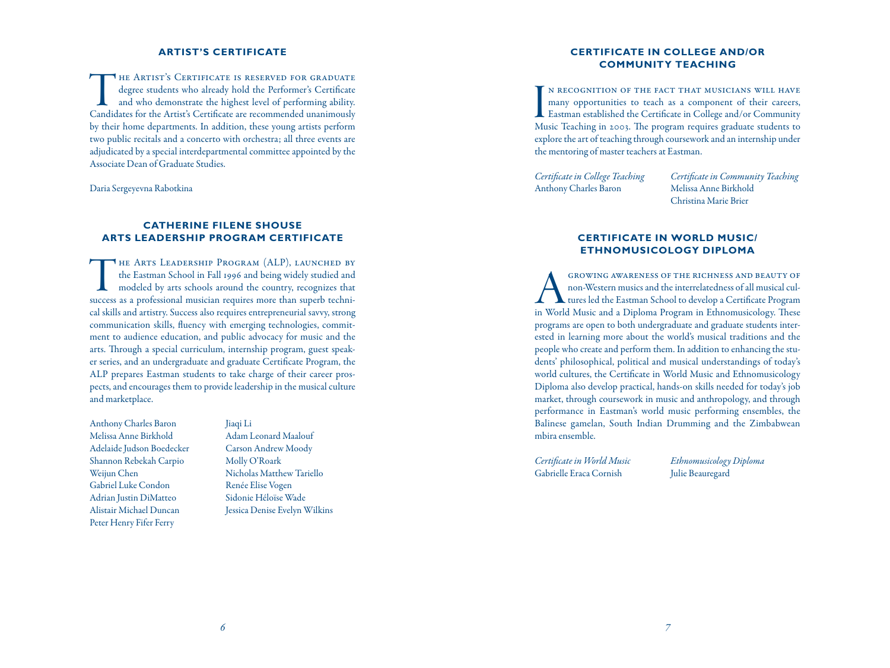## ARTIST'S CERTIFICATE

The Artist's Certificate is reserved for graduate degree students who already hold the Performer's Certificate and who demonstrate the highest level of performing ability. Candidates for the Artist's Certificate are recommended unanimously by their home departments. In addition, these young artists perform two public recitals and a concerto with orchestra; all three events are adjudicated by a special interdepartmental committee appointed by the Associate Dean of Graduate Studies.

Daria Sergeyevna Rabotkina

## CATHERINE FILENE SHOUSE ARTS LEADERSHIP PROGRAM CERTIFICATE

The Arts Leadership Program (ALP), launched by the Eastman School in Fall 1996 and being widely studied and modeled by arts schools around the country, recognizes that success as a professional musician requires more than superb technical skills and artistry. Success also requires entrepreneurial savvy, strong communication skills, fluency with emerging technologies, commitment to audience education, and public advocacy for music and the arts. Through a special curriculum, internship program, guest speaker series, and an undergraduate and graduate Certificate Program, the ALP prepares Eastman students to take charge of their career prospects, and encourages them to provide leadership in the musical culture and marketplace.

Anthony Charles Baron
Melissa Anne Birkhold
Adelaide Judson Boedecker
Shannon Rebekah Carpio
Weijun Chen
Gabriel Luke Condon
Adrian Justin DiMatteo
Alistair Michael Duncan
Peter Henry Fifer Ferry
Jiaqi Li
Adam Leonard Maalouf
Carson Andrew Moody
Molly O'Roark
Nicholas Matthew Tariello
Renée Elise Vogen
Sidonie Héloïse Wade
Jessica Denise Evelyn Wilkins

## CERTIFICATE IN COLLEGE AND/OR COMMUNITY TEACHING

In recognition of the fact that musicians will have many opportunities to teach as a component of their careers, Eastman established the Certificate in College and/or Community Music Teaching in 2003. The program requires graduate students to explore the art of teaching through coursework and an internship under the mentoring of master teachers at Eastman.

*Certificate in College Teaching*
Anthony Charles Baron

*Certificate in Community Teaching*
Melissa Anne Birkhold
Christina Marie Brier

## CERTIFICATE IN WORLD MUSIC/ ETHNOMUSICOLOGY DIPLOMA

A growing awareness of the richness and beauty of non-Western musics and the interrelatedness of all musical cultures led the Eastman School to develop a Certificate Program in World Music and a Diploma Program in Ethnomusicology. These programs are open to both undergraduate and graduate students interested in learning more about the world's musical traditions and the people who create and perform them. In addition to enhancing the students' philosophical, political and musical understandings of today's world cultures, the Certificate in World Music and Ethnomusicology Diploma also develop practical, hands-on skills needed for today's job market, through coursework in music and anthropology, and through performance in Eastman's world music performing ensembles, the Balinese gamelan, South Indian Drumming and the Zimbabwean mbira ensemble.

*Certificate in World Music*
Gabrielle Eraca Cornish

*Ethnomusicology Diploma*
Julie Beauregard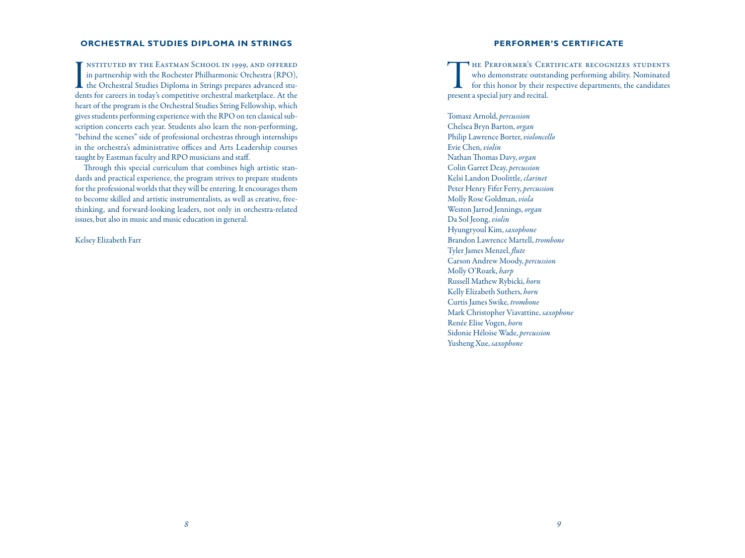## ORCHESTRAL STUDIES DIPLOMA IN STRINGS

Instituted by the Eastman School in 1999, and offered in partnership with the Rochester Philharmonic Orchestra (RPO), the Orchestral Studies Diploma in Strings prepares advanced students for careers in today's competitive orchestral marketplace. At the heart of the program is the Orchestral Studies String Fellowship, which gives students performing experience with the RPO on ten classical subscription concerts each year. Students also learn the non-performing, "behind the scenes" side of professional orchestras through internships in the orchestra's administrative offices and Arts Leadership courses taught by Eastman faculty and RPO musicians and staff.

Through this special curriculum that combines high artistic standards and practical experience, the program strives to prepare students for the professional worlds that they will be entering. It encourages them to become skilled and artistic instrumentalists, as well as creative, free-thinking, and forward-looking leaders, not only in orchestra-related issues, but also in music and music education in general.

Kelsey Elizabeth Farr

## PERFORMER'S CERTIFICATE

The Performer's Certificate recognizes students who demonstrate outstanding performing ability. Nominated for this honor by their respective departments, the candidates present a special jury and recital.

Tomasz Arnold, *percussion*  
Chelsea Bryn Barton, *organ*  
Philip Lawrence Borter, *violoncello*  
Evie Chen, *violin*  
Nathan Thomas Davy, *organ*  
Colin Garret Deay, *percussion*  
Kelsi Landon Doolittle, *clarinet*  
Peter Henry Fifer Ferry, *percussion*  
Molly Rose Goldman, *viola*  
Weston Jarrod Jennings, *organ*  
Da Sol Jeong, *violin*  
Hyungryoul Kim, *saxophone*  
Brandon Lawrence Martell, *trombone*  
Tyler James Menzel, *flute*  
Carson Andrew Moody, *percussion*  
Molly O'Roark, *harp*  
Russell Mathew Rybicki, *horn*  
Kelly Elizabeth Suthers, *horn*  
Curtis James Swike, *trombone*  
Mark Christopher Viavattine, *saxophone*  
Renée Elise Vogen, *horn*  
Sidonie Héloïse Wade, *percussion*  
Yusheng Xue, *saxophone*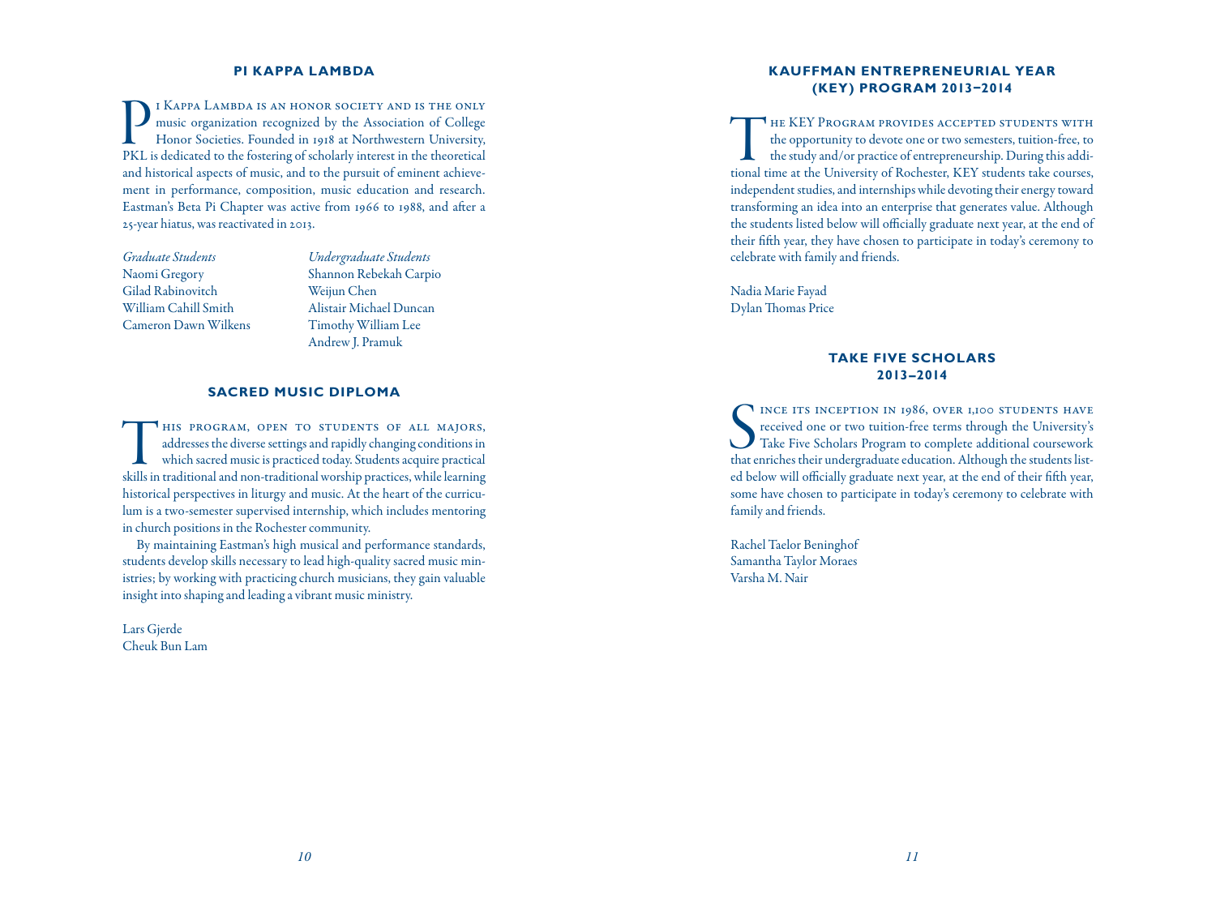## PI KAPPA LAMBDA

Pi Kappa Lambda is an honor society and is the only music organization recognized by the Association of College Honor Societies. Founded in 1918 at Northwestern University, PKL is dedicated to the fostering of scholarly interest in the theoretical and historical aspects of music, and to the pursuit of eminent achievement in performance, composition, music education and research. Eastman's Beta Pi Chapter was active from 1966 to 1988, and after a 25-year hiatus, was reactivated in 2013.

*Graduate Students*
Naomi Gregory
Gilad Rabinovitch
William Cahill Smith
Cameron Dawn Wilkens

*Undergraduate Students*
Shannon Rebekah Carpio
Weijun Chen
Alistair Michael Duncan
Timothy William Lee
Andrew J. Pramuk

## SACRED MUSIC DIPLOMA

This program, open to students of all majors, addresses the diverse settings and rapidly changing conditions in which sacred music is practiced today. Students acquire practical skills in traditional and non-traditional worship practices, while learning historical perspectives in liturgy and music. At the heart of the curriculum is a two-semester supervised internship, which includes mentoring in church positions in the Rochester community.

By maintaining Eastman's high musical and performance standards, students develop skills necessary to lead high-quality sacred music ministries; by working with practicing church musicians, they gain valuable insight into shaping and leading a vibrant music ministry.

Lars Gjerde
Cheuk Bun Lam

## KAUFFMAN ENTREPRENEURIAL YEAR (KEY) PROGRAM 2013–2014

The KEY Program provides accepted students with the opportunity to devote one or two semesters, tuition-free, to the study and/or practice of entrepreneurship. During this additional time at the University of Rochester, KEY students take courses, independent studies, and internships while devoting their energy toward transforming an idea into an enterprise that generates value. Although the students listed below will officially graduate next year, at the end of their fifth year, they have chosen to participate in today's ceremony to celebrate with family and friends.

Nadia Marie Fayad
Dylan Thomas Price

## TAKE FIVE SCHOLARS 2013–2014

Since its inception in 1986, over 1,100 students have received one or two tuition-free terms through the University's Take Five Scholars Program to complete additional coursework that enriches their undergraduate education. Although the students listed below will officially graduate next year, at the end of their fifth year, some have chosen to participate in today's ceremony to celebrate with family and friends.

Rachel Taelor Beninghof
Samantha Taylor Moraes
Varsha M. Nair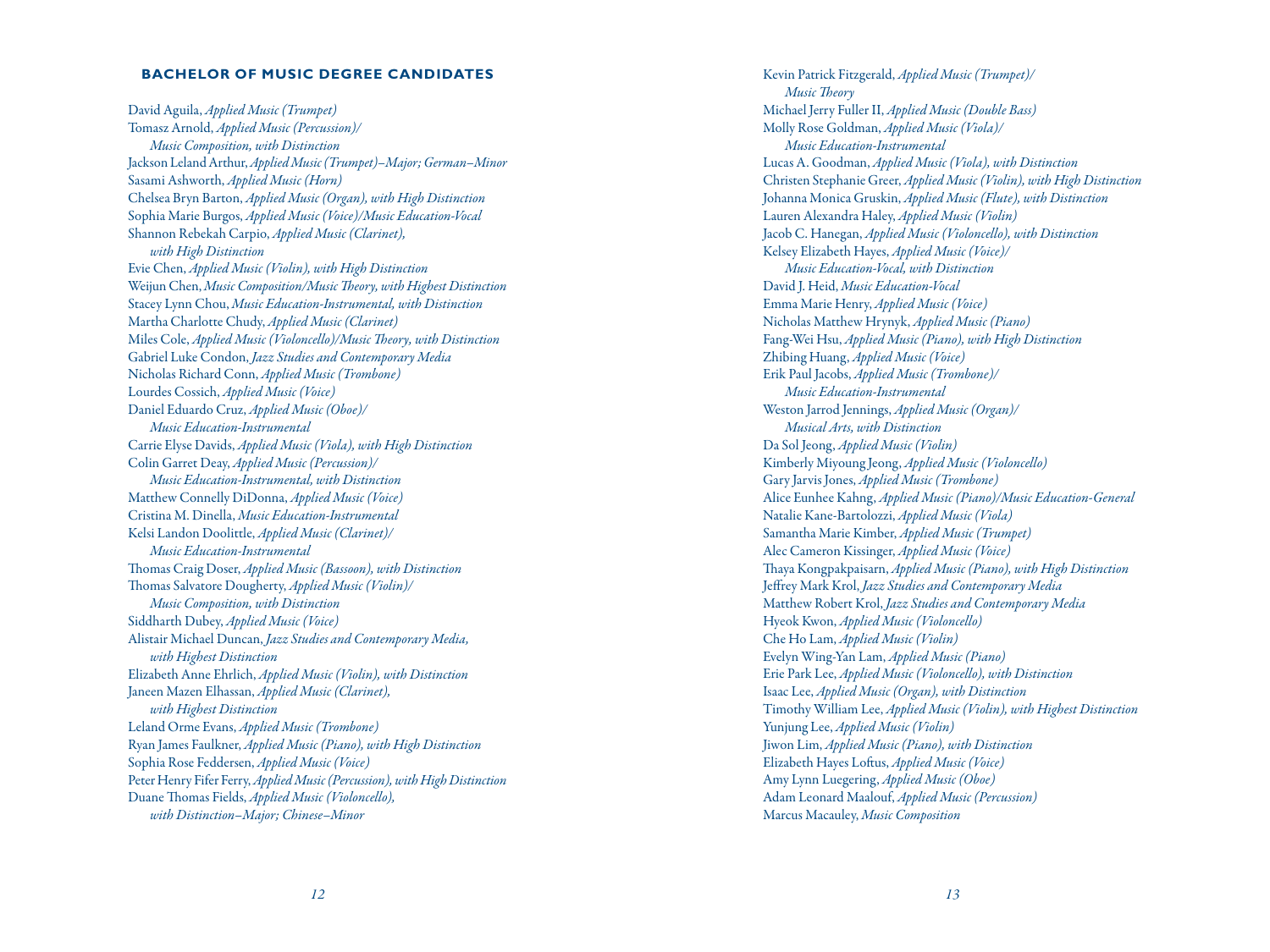## BACHELOR OF MUSIC DEGREE CANDIDATES

David Aguila, *Applied Music (Trumpet)*
Tomasz Arnold, *Applied Music (Percussion)/ Music Composition, with Distinction*
Jackson Leland Arthur, *Applied Music (Trumpet)–Major; German–Minor*
Sasami Ashworth, *Applied Music (Horn)*
Chelsea Bryn Barton, *Applied Music (Organ), with High Distinction*
Sophia Marie Burgos, *Applied Music (Voice)/Music Education-Vocal*
Shannon Rebekah Carpio, *Applied Music (Clarinet), with High Distinction*
Evie Chen, *Applied Music (Violin), with High Distinction*
Weijun Chen, *Music Composition/Music Theory, with Highest Distinction*
Stacey Lynn Chou, *Music Education-Instrumental, with Distinction*
Martha Charlotte Chudy, *Applied Music (Clarinet)*
Miles Cole, *Applied Music (Violoncello)/Music Theory, with Distinction*
Gabriel Luke Condon, *Jazz Studies and Contemporary Media*
Nicholas Richard Conn, *Applied Music (Trombone)*
Lourdes Cossich, *Applied Music (Voice)*
Daniel Eduardo Cruz, *Applied Music (Oboe)/ Music Education-Instrumental*
Carrie Elyse Davids, *Applied Music (Viola), with High Distinction*
Colin Garret Deay, *Applied Music (Percussion)/ Music Education-Instrumental, with Distinction*
Matthew Connelly DiDonna, *Applied Music (Voice)*
Cristina M. Dinella, *Music Education-Instrumental*
Kelsi Landon Doolittle, *Applied Music (Clarinet)/ Music Education-Instrumental*
Thomas Craig Doser, *Applied Music (Bassoon), with Distinction*
Thomas Salvatore Dougherty, *Applied Music (Violin)/ Music Composition, with Distinction*
Siddharth Dubey, *Applied Music (Voice)*
Alistair Michael Duncan, *Jazz Studies and Contemporary Media, with Highest Distinction*
Elizabeth Anne Ehrlich, *Applied Music (Violin), with Distinction*
Janeen Mazen Elhassan, *Applied Music (Clarinet), with Highest Distinction*
Leland Orme Evans, *Applied Music (Trombone)*
Ryan James Faulkner, *Applied Music (Piano), with High Distinction*
Sophia Rose Feddersen, *Applied Music (Voice)*
Peter Henry Fifer Ferry, *Applied Music (Percussion), with High Distinction*
Duane Thomas Fields, *Applied Music (Violoncello), with Distinction–Major; Chinese–Minor*
Kevin Patrick Fitzgerald, *Applied Music (Trumpet)/ Music Theory*
Michael Jerry Fuller II, *Applied Music (Double Bass)*
Molly Rose Goldman, *Applied Music (Viola)/ Music Education-Instrumental*
Lucas A. Goodman, *Applied Music (Viola), with Distinction*
Christen Stephanie Greer, *Applied Music (Violin), with High Distinction*
Johanna Monica Gruskin, *Applied Music (Flute), with Distinction*
Lauren Alexandra Haley, *Applied Music (Violin)*
Jacob C. Hanegan, *Applied Music (Violoncello), with Distinction*
Kelsey Elizabeth Hayes, *Applied Music (Voice)/ Music Education-Vocal, with Distinction*
David J. Heid, *Music Education-Vocal*
Emma Marie Henry, *Applied Music (Voice)*
Nicholas Matthew Hrynyk, *Applied Music (Piano)*
Fang-Wei Hsu, *Applied Music (Piano), with High Distinction*
Zhibing Huang, *Applied Music (Voice)*
Erik Paul Jacobs, *Applied Music (Trombone)/ Music Education-Instrumental*
Weston Jarrod Jennings, *Applied Music (Organ)/ Musical Arts, with Distinction*
Da Sol Jeong, *Applied Music (Violin)*
Kimberly Miyoung Jeong, *Applied Music (Violoncello)*
Gary Jarvis Jones, *Applied Music (Trombone)*
Alice Eunhee Kahng, *Applied Music (Piano)/Music Education-General*
Natalie Kane-Bartolozzi, *Applied Music (Viola)*
Samantha Marie Kimber, *Applied Music (Trumpet)*
Alec Cameron Kissinger, *Applied Music (Voice)*
Thaya Kongpakpaisarn, *Applied Music (Piano), with High Distinction*
Jeffrey Mark Krol, *Jazz Studies and Contemporary Media*
Matthew Robert Krol, *Jazz Studies and Contemporary Media*
Hyeok Kwon, *Applied Music (Violoncello)*
Che Ho Lam, *Applied Music (Violin)*
Evelyn Wing-Yan Lam, *Applied Music (Piano)*
Erie Park Lee, *Applied Music (Violoncello), with Distinction*
Isaac Lee, *Applied Music (Organ), with Distinction*
Timothy William Lee, *Applied Music (Violin), with Highest Distinction*
Yunjung Lee, *Applied Music (Violin)*
Jiwon Lim, *Applied Music (Piano), with Distinction*
Elizabeth Hayes Loftus, *Applied Music (Voice)*
Amy Lynn Luegering, *Applied Music (Oboe)*
Adam Leonard Maalouf, *Applied Music (Percussion)*
Marcus Macauley, *Music Composition*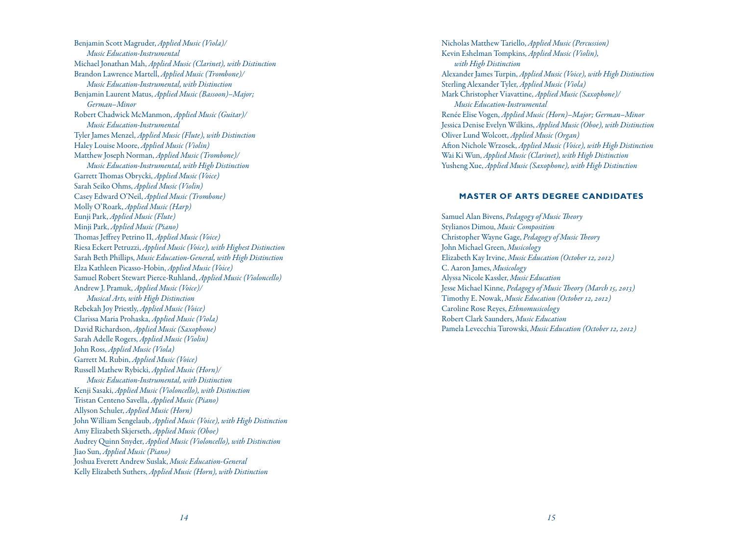Benjamin Scott Magruder, *Applied Music (Viola)/ Music Education-Instrumental*
Michael Jonathan Mah, *Applied Music (Clarinet), with Distinction*
Brandon Lawrence Martell, *Applied Music (Trombone)/ Music Education-Instrumental, with Distinction*
Benjamin Laurent Matus, *Applied Music (Bassoon)–Major; German–Minor*
Robert Chadwick McManmon, *Applied Music (Guitar)/ Music Education-Instrumental*
Tyler James Menzel, *Applied Music (Flute), with Distinction*
Haley Louise Moore, *Applied Music (Violin)*
Matthew Joseph Norman, *Applied Music (Trombone)/ Music Education-Instrumental, with High Distinction*
Garrett Thomas Obrycki, *Applied Music (Voice)*
Sarah Seiko Ohms, *Applied Music (Violin)*
Casey Edward O'Neil, *Applied Music (Trombone)*
Molly O'Roark, *Applied Music (Harp)*
Eunji Park, *Applied Music (Flute)*
Minji Park, *Applied Music (Piano)*
Thomas Jeffrey Petrino II, *Applied Music (Voice)*
Riesa Eckert Petruzzi, *Applied Music (Voice), with Highest Distinction*
Sarah Beth Phillips, *Music Education-General, with High Distinction*
Elza Kathleen Picasso-Hobin, *Applied Music (Voice)*
Samuel Robert Stewart Pierce-Ruhland, *Applied Music (Violoncello)*
Andrew J. Pramuk, *Applied Music (Voice)/ Musical Arts, with High Distinction*
Rebekah Joy Priestly, *Applied Music (Voice)*
Clarissa Maria Prohaska, *Applied Music (Viola)*
David Richardson, *Applied Music (Saxophone)*
Sarah Adelle Rogers, *Applied Music (Violin)*
John Ross, *Applied Music (Viola)*
Garrett M. Rubin, *Applied Music (Voice)*
Russell Mathew Rybicki, *Applied Music (Horn)/ Music Education-Instrumental, with Distinction*
Kenji Sasaki, *Applied Music (Violoncello), with Distinction*
Tristan Centeno Savella, *Applied Music (Piano)*
Allyson Schuler, *Applied Music (Horn)*
John William Sengelaub, *Applied Music (Voice), with High Distinction*
Amy Elizabeth Skjerseth, *Applied Music (Oboe)*
Audrey Quinn Snyder, *Applied Music (Violoncello), with Distinction*
Jiao Sun, *Applied Music (Piano)*
Joshua Everett Andrew Suslak, *Music Education-General*
Kelly Elizabeth Suthers, *Applied Music (Horn), with Distinction*
Nicholas Matthew Tariello, *Applied Music (Percussion)*
Kevin Eshelman Tompkins, *Applied Music (Violin), with High Distinction*
Alexander James Turpin, *Applied Music (Voice), with High Distinction*
Sterling Alexander Tyler, *Applied Music (Viola)*
Mark Christopher Viavattine, *Applied Music (Saxophone)/ Music Education-Instrumental*
Renée Elise Vogen, *Applied Music (Horn)–Major; German–Minor*
Jessica Denise Evelyn Wilkins, *Applied Music (Oboe), with Distinction*
Oliver Lund Wolcott, *Applied Music (Organ)*
Afton Nichole Wrzosek, *Applied Music (Voice), with High Distinction*
Wai Ki Wun, *Applied Music (Clarinet), with High Distinction*
Yusheng Xue, *Applied Music (Saxophone), with High Distinction*

## MASTER OF ARTS DEGREE CANDIDATES

Samuel Alan Bivens, *Pedagogy of Music Theory*
Stylianos Dimou, *Music Composition*
Christopher Wayne Gage, *Pedagogy of Music Theory*
John Michael Green, *Musicology*
Elizabeth Kay Irvine, *Music Education (October 12, 2012)*
C. Aaron James, *Musicology*
Alyssa Nicole Kassler, *Music Education*
Jesse Michael Kinne, *Pedagogy of Music Theory (March 15, 2013)*
Timothy E. Nowak, *Music Education (October 12, 2012)*
Caroline Rose Reyes, *Ethnomusicology*
Robert Clark Saunders, *Music Education*
Pamela Levecchia Turowski, *Music Education (October 12, 2012)*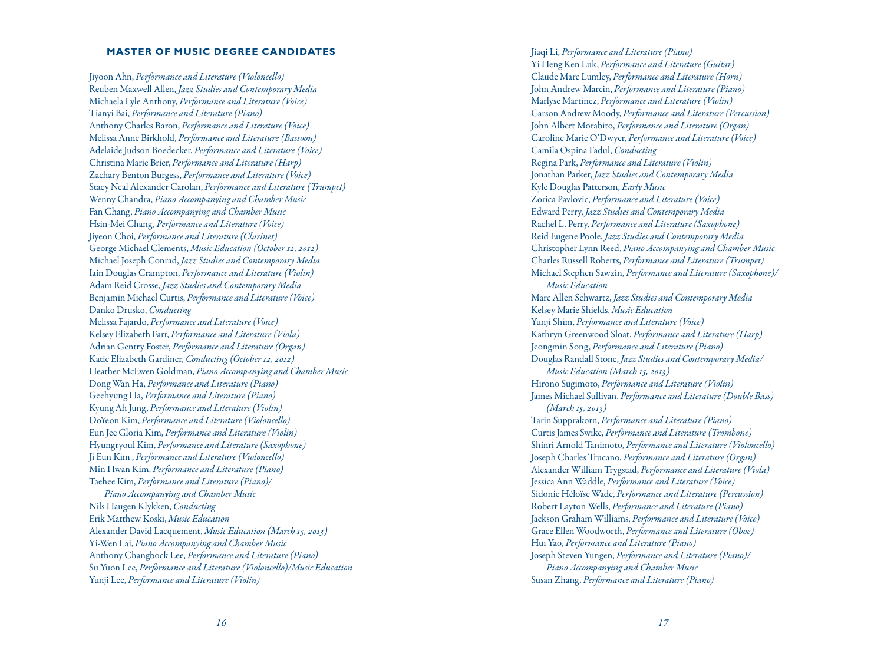## MASTER OF MUSIC DEGREE CANDIDATES

Jiyoon Ahn, *Performance and Literature (Violoncello)*
Reuben Maxwell Allen, *Jazz Studies and Contemporary Media*
Michaela Lyle Anthony, *Performance and Literature (Voice)*
Tianyi Bai, *Performance and Literature (Piano)*
Anthony Charles Baron, *Performance and Literature (Voice)*
Melissa Anne Birkhold, *Performance and Literature (Bassoon)*
Adelaide Judson Boedecker, *Performance and Literature (Voice)*
Christina Marie Brier, *Performance and Literature (Harp)*
Zachary Benton Burgess, *Performance and Literature (Voice)*
Stacy Neal Alexander Carolan, *Performance and Literature (Trumpet)*
Wenny Chandra, *Piano Accompanying and Chamber Music*
Fan Chang, *Piano Accompanying and Chamber Music*
Hsin-Mei Chang, *Performance and Literature (Voice)*
Jiyeon Choi, *Performance and Literature (Clarinet)*
George Michael Clements, *Music Education (October 12, 2012)*
Michael Joseph Conrad, *Jazz Studies and Contemporary Media*
Iain Douglas Crampton, *Performance and Literature (Violin)*
Adam Reid Crosse, *Jazz Studies and Contemporary Media*
Benjamin Michael Curtis, *Performance and Literature (Voice)*
Danko Drusko, *Conducting*
Melissa Fajardo, *Performance and Literature (Voice)*
Kelsey Elizabeth Farr, *Performance and Literature (Viola)*
Adrian Gentry Foster, *Performance and Literature (Organ)*
Katie Elizabeth Gardiner, *Conducting (October 12, 2012)*
Heather McEwen Goldman, *Piano Accompanying and Chamber Music*
Dong Wan Ha, *Performance and Literature (Piano)*
Geehyung Ha, *Performance and Literature (Piano)*
Kyung Ah Jung, *Performance and Literature (Violin)*
DoYeon Kim, *Performance and Literature (Violoncello)*
Eun Jee Gloria Kim, *Performance and Literature (Violin)*
Hyungryoul Kim, *Performance and Literature (Saxophone)*
Ji Eun Kim , *Performance and Literature (Violoncello)*
Min Hwan Kim, *Performance and Literature (Piano)*
Taehee Kim, *Performance and Literature (Piano)/ Piano Accompanying and Chamber Music*
Nils Haugen Klykken, *Conducting*
Erik Matthew Koski, *Music Education*
Alexander David Lacquement, *Music Education (March 15, 2013)*
Yi-Wen Lai, *Piano Accompanying and Chamber Music*
Anthony Changbock Lee, *Performance and Literature (Piano)*
Su Yuon Lee, *Performance and Literature (Violoncello)/Music Education*
Yunji Lee, *Performance and Literature (Violin)*
Jiaqi Li, *Performance and Literature (Piano)*
Yi Heng Ken Luk, *Performance and Literature (Guitar)*
Claude Marc Lumley, *Performance and Literature (Horn)*
John Andrew Marcin, *Performance and Literature (Piano)*
Marlyse Martinez, *Performance and Literature (Violin)*
Carson Andrew Moody, *Performance and Literature (Percussion)*
John Albert Morabito, *Performance and Literature (Organ)*
Caroline Marie O'Dwyer, *Performance and Literature (Voice)*
Camila Ospina Fadul, *Conducting*
Regina Park, *Performance and Literature (Violin)*
Jonathan Parker, *Jazz Studies and Contemporary Media*
Kyle Douglas Patterson, *Early Music*
Zorica Pavlovic, *Performance and Literature (Voice)*
Edward Perry, *Jazz Studies and Contemporary Media*
Rachel L. Perry, *Performance and Literature (Saxophone)*
Reid Eugene Poole, *Jazz Studies and Contemporary Media*
Christopher Lynn Reed, *Piano Accompanying and Chamber Music*
Charles Russell Roberts, *Performance and Literature (Trumpet)*
Michael Stephen Sawzin, *Performance and Literature (Saxophone)/ Music Education*
Marc Allen Schwartz, *Jazz Studies and Contemporary Media*
Kelsey Marie Shields, *Music Education*
Yunji Shim, *Performance and Literature (Voice)*
Kathryn Greenwood Sloat, *Performance and Literature (Harp)*
Jeongmin Song, *Performance and Literature (Piano)*
Douglas Randall Stone, *Jazz Studies and Contemporary Media/ Music Education (March 15, 2013)*
Hirono Sugimoto, *Performance and Literature (Violin)*
James Michael Sullivan, *Performance and Literature (Double Bass) (March 15, 2013)*
Tarin Supprakorn, *Performance and Literature (Piano)*
Curtis James Swike, *Performance and Literature (Trombone)*
Shinri Arnold Tanimoto, *Performance and Literature (Violoncello)*
Joseph Charles Trucano, *Performance and Literature (Organ)*
Alexander William Trygstad, *Performance and Literature (Viola)*
Jessica Ann Waddle, *Performance and Literature (Voice)*
Sidonie Héloïse Wade, *Performance and Literature (Percussion)*
Robert Layton Wells, *Performance and Literature (Piano)*
Jackson Graham Williams, *Performance and Literature (Voice)*
Grace Ellen Woodworth, *Performance and Literature (Oboe)*
Hui Yao, *Performance and Literature (Piano)*
Joseph Steven Yungen, *Performance and Literature (Piano)/ Piano Accompanying and Chamber Music*
Susan Zhang, *Performance and Literature (Piano)*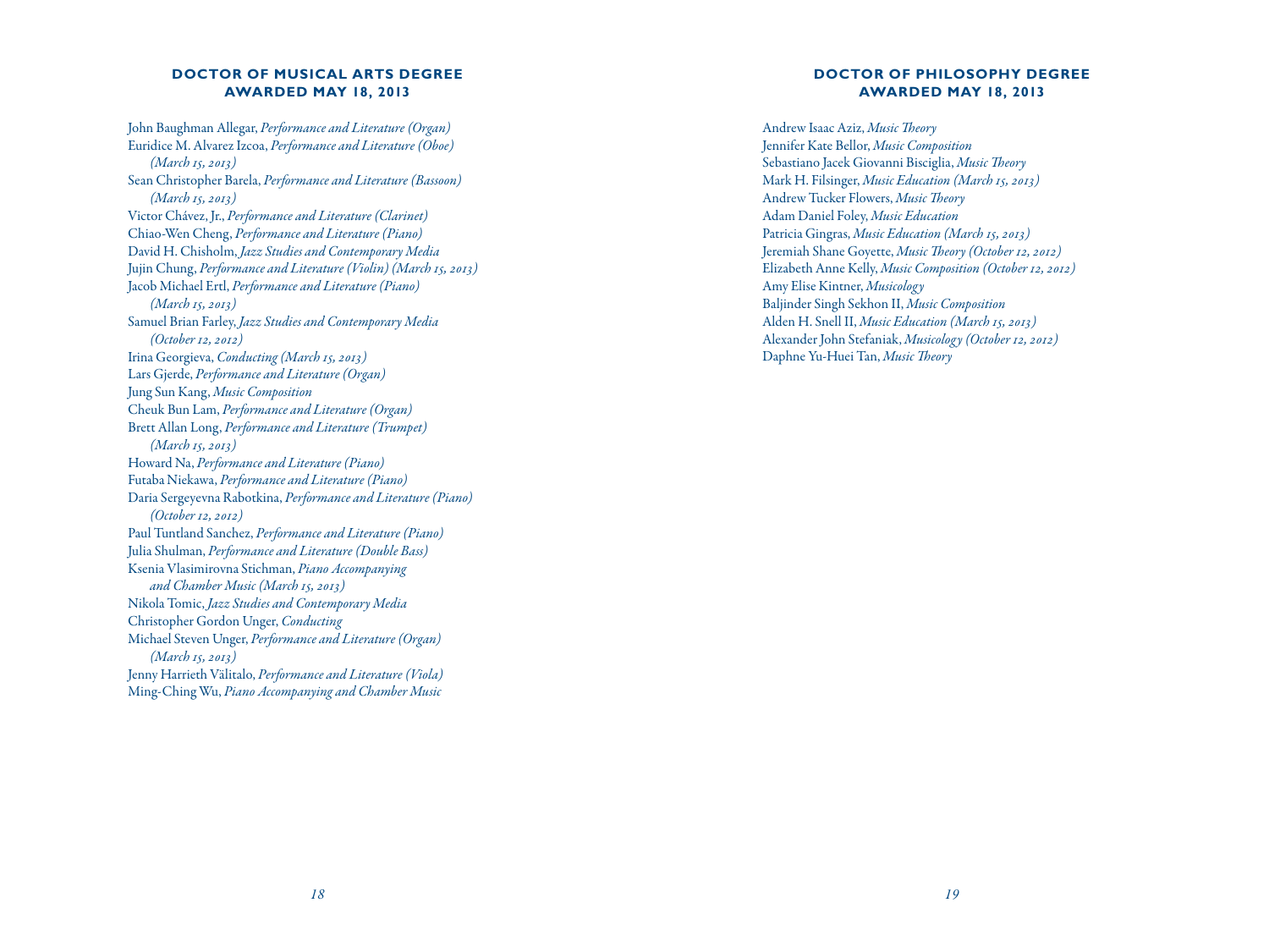## DOCTOR OF MUSICAL ARTS DEGREE AWARDED MAY 18, 2013

John Baughman Allegar, *Performance and Literature (Organ)*
Euridice M. Alvarez Izcoa, *Performance and Literature (Oboe) (March 15, 2013)*
Sean Christopher Barela, *Performance and Literature (Bassoon) (March 15, 2013)*
Victor Chávez, Jr., *Performance and Literature (Clarinet)*
Chiao-Wen Cheng, *Performance and Literature (Piano)*
David H. Chisholm, *Jazz Studies and Contemporary Media*
Jujin Chung, *Performance and Literature (Violin) (March 15, 2013)*
Jacob Michael Ertl, *Performance and Literature (Piano) (March 15, 2013)*
Samuel Brian Farley, *Jazz Studies and Contemporary Media (October 12, 2012)*
Irina Georgieva, *Conducting (March 15, 2013)*
Lars Gjerde, *Performance and Literature (Organ)*
Jung Sun Kang, *Music Composition*
Cheuk Bun Lam, *Performance and Literature (Organ)*
Brett Allan Long, *Performance and Literature (Trumpet) (March 15, 2013)*
Howard Na, *Performance and Literature (Piano)*
Futaba Niekawa, *Performance and Literature (Piano)*
Daria Sergeyevna Rabotkina, *Performance and Literature (Piano) (October 12, 2012)*
Paul Tuntland Sanchez, *Performance and Literature (Piano)*
Julia Shulman, *Performance and Literature (Double Bass)*
Ksenia Vlasimirovna Stichman, *Piano Accompanying and Chamber Music (March 15, 2013)*
Nikola Tomic, *Jazz Studies and Contemporary Media*
Christopher Gordon Unger, *Conducting*
Michael Steven Unger, *Performance and Literature (Organ) (March 15, 2013)*
Jenny Harrieth Välitalo, *Performance and Literature (Viola)*
Ming-Ching Wu, *Piano Accompanying and Chamber Music*

## DOCTOR OF PHILOSOPHY DEGREE AWARDED MAY 18, 2013

Andrew Isaac Aziz, *Music Theory*
Jennifer Kate Bellor, *Music Composition*
Sebastiano Jacek Giovanni Bisciglia, *Music Theory*
Mark H. Filsinger, *Music Education (March 15, 2013)*
Andrew Tucker Flowers, *Music Theory*
Adam Daniel Foley, *Music Education*
Patricia Gingras, *Music Education (March 15, 2013)*
Jeremiah Shane Goyette, *Music Theory (October 12, 2012)*
Elizabeth Anne Kelly, *Music Composition (October 12, 2012)*
Amy Elise Kintner, *Musicology*
Baljinder Singh Sekhon II, *Music Composition*
Alden H. Snell II, *Music Education (March 15, 2013)*
Alexander John Stefaniak, *Musicology (October 12, 2012)*
Daphne Yu-Huei Tan, *Music Theory*